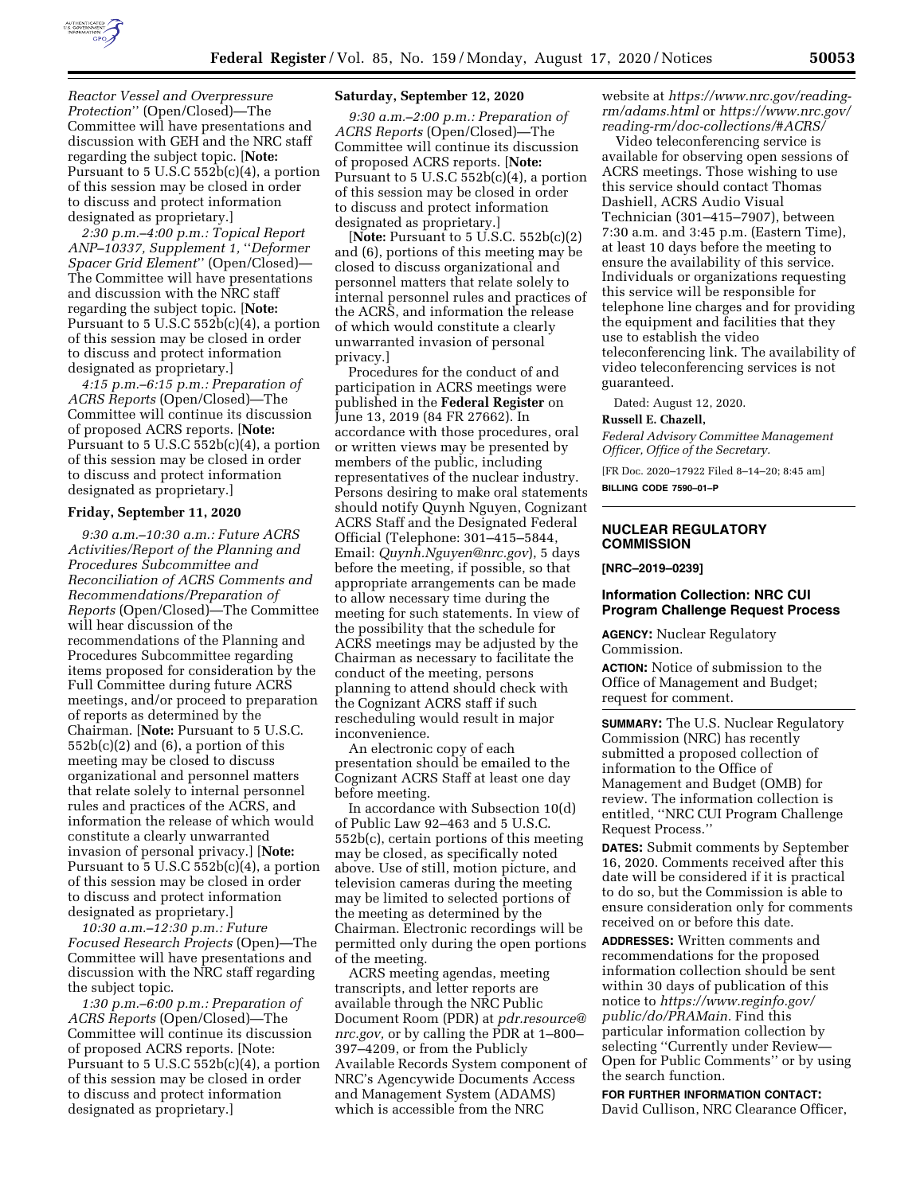*Reactor Vessel and Overpressure Protection*'' (Open/Closed)—The Committee will have presentations and discussion with GEH and the NRC staff regarding the subject topic. [**Note:** Pursuant to 5 U.S.C 552b(c)(4), a portion of this session may be closed in order to discuss and protect information designated as proprietary.]

*2:30 p.m.–4:00 p.m.: Topical Report ANP–10337, Supplement 1,* ''*Deformer Spacer Grid Element*'' (Open/Closed)—The Committee will have presentations and discussion with the NRC staff regarding the subject topic. [**Note:** Pursuant to 5 U.S.C 552b(c)(4), a portion of this session may be closed in order to discuss and protect information designated as proprietary.]

*4:15 p.m.–6:15 p.m.: Preparation of ACRS Reports* (Open/Closed)—The Committee will continue its discussion of proposed ACRS reports. [**Note:** Pursuant to 5 U.S.C 552b(c)(4), a portion of this session may be closed in order to discuss and protect information designated as proprietary.]

## Friday, September 11, 2020

*9:30 a.m.–10:30 a.m.: Future ACRS Activities/Report of the Planning and Procedures Subcommittee and Reconciliation of ACRS Comments and Recommendations/Preparation of Reports* (Open/Closed)—The Committee will hear discussion of the recommendations of the Planning and Procedures Subcommittee regarding items proposed for consideration by the Full Committee during future ACRS meetings, and/or proceed to preparation of reports as determined by the Chairman. [**Note:** Pursuant to 5 U.S.C. 552b(c)(2) and (6), a portion of this meeting may be closed to discuss organizational and personnel matters that relate solely to internal personnel rules and practices of the ACRS, and information the release of which would constitute a clearly unwarranted invasion of personal privacy.] [**Note:** Pursuant to 5 U.S.C 552b(c)(4), a portion of this session may be closed in order to discuss and protect information designated as proprietary.]

*10:30 a.m.–12:30 p.m.: Future Focused Research Projects* (Open)—The Committee will have presentations and discussion with the NRC staff regarding the subject topic.

*1:30 p.m.–6:00 p.m.: Preparation of ACRS Reports* (Open/Closed)—The Committee will continue its discussion of proposed ACRS reports. [Note: Pursuant to 5 U.S.C 552b(c)(4), a portion of this session may be closed in order to discuss and protect information designated as proprietary.]

## Saturday, September 12, 2020

*9:30 a.m.–2:00 p.m.: Preparation of ACRS Reports* (Open/Closed)—The Committee will continue its discussion of proposed ACRS reports. [**Note:** Pursuant to 5 U.S.C 552b(c)(4), a portion of this session may be closed in order to discuss and protect information designated as proprietary.]

[**Note:** Pursuant to 5 U.S.C. 552b(c)(2) and (6), portions of this meeting may be closed to discuss organizational and personnel matters that relate solely to internal personnel rules and practices of the ACRS, and information the release of which would constitute a clearly unwarranted invasion of personal privacy.]

Procedures for the conduct of and participation in ACRS meetings were published in the **Federal Register** on June 13, 2019 (84 FR 27662). In accordance with those procedures, oral or written views may be presented by members of the public, including representatives of the nuclear industry. Persons desiring to make oral statements should notify Quynh Nguyen, Cognizant ACRS Staff and the Designated Federal Official (Telephone: 301–415–5844, Email: *Quynh.Nguyen@nrc.gov*), 5 days before the meeting, if possible, so that appropriate arrangements can be made to allow necessary time during the meeting for such statements. In view of the possibility that the schedule for ACRS meetings may be adjusted by the Chairman as necessary to facilitate the conduct of the meeting, persons planning to attend should check with the Cognizant ACRS staff if such rescheduling would result in major inconvenience.

An electronic copy of each presentation should be emailed to the Cognizant ACRS Staff at least one day before meeting.

In accordance with Subsection 10(d) of Public Law 92–463 and 5 U.S.C. 552b(c), certain portions of this meeting may be closed, as specifically noted above. Use of still, motion picture, and television cameras during the meeting may be limited to selected portions of the meeting as determined by the Chairman. Electronic recordings will be permitted only during the open portions of the meeting.

ACRS meeting agendas, meeting transcripts, and letter reports are available through the NRC Public Document Room (PDR) at *pdr.resource@nrc.gov,* or by calling the PDR at 1–800–397–4209, or from the Publicly Available Records System component of NRC's Agencywide Documents Access and Management System (ADAMS) which is accessible from the NRC website at *https://www.nrc.gov/reading-rm/adams.html* or *https://www.nrc.gov/reading-rm/doc-collections/#ACRS/*

Video teleconferencing service is available for observing open sessions of ACRS meetings. Those wishing to use this service should contact Thomas Dashiell, ACRS Audio Visual Technician (301–415–7907), between 7:30 a.m. and 3:45 p.m. (Eastern Time), at least 10 days before the meeting to ensure the availability of this service. Individuals or organizations requesting this service will be responsible for telephone line charges and for providing the equipment and facilities that they use to establish the video teleconferencing link. The availability of video teleconferencing services is not guaranteed.

Dated: August 12, 2020.

**Russell E. Chazell,**

*Federal Advisory Committee Management Officer, Office of the Secretary.*

[FR Doc. 2020–17922 Filed 8–14–20; 8:45 am]

**BILLING CODE 7590–01–P**

---

## NUCLEAR REGULATORY COMMISSION

**[NRC–2019–0239]**

## Information Collection: NRC CUI Program Challenge Request Process

**AGENCY:** Nuclear Regulatory Commission.

**ACTION:** Notice of submission to the Office of Management and Budget; request for comment.

**SUMMARY:** The U.S. Nuclear Regulatory Commission (NRC) has recently submitted a proposed collection of information to the Office of Management and Budget (OMB) for review. The information collection is entitled, ''NRC CUI Program Challenge Request Process.''

**DATES:** Submit comments by September 16, 2020. Comments received after this date will be considered if it is practical to do so, but the Commission is able to ensure consideration only for comments received on or before this date.

**ADDRESSES:** Written comments and recommendations for the proposed information collection should be sent within 30 days of publication of this notice to *https://www.reginfo.gov/public/do/PRAMain.* Find this particular information collection by selecting ''Currently under Review—Open for Public Comments'' or by using the search function.

**FOR FURTHER INFORMATION CONTACT:** David Cullison, NRC Clearance Officer,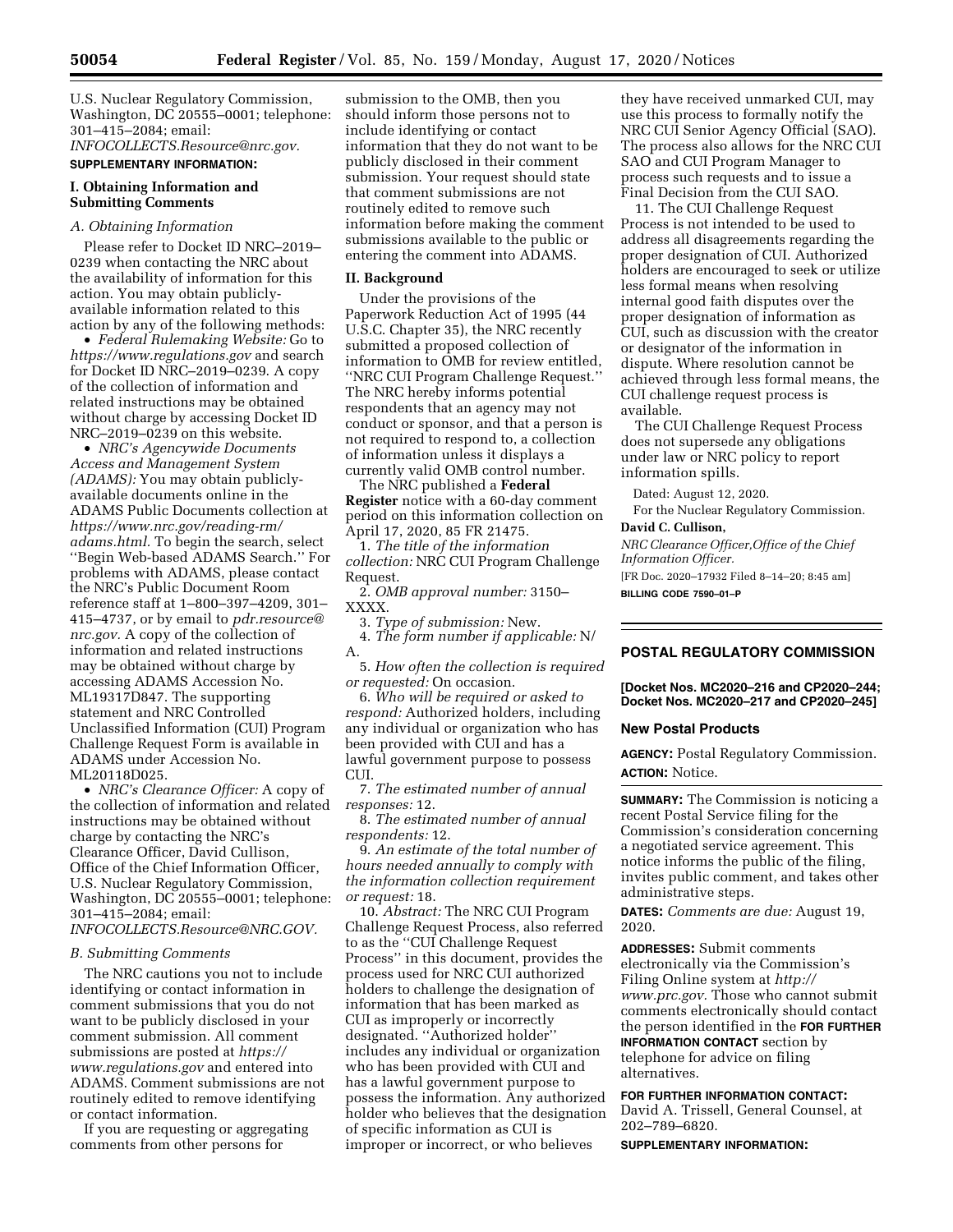U.S. Nuclear Regulatory Commission, Washington, DC 20555–0001; telephone: 301–415–2084; email: *INFOCOLLECTS.Resource@nrc.gov.*

**SUPPLEMENTARY INFORMATION:**

## I. Obtaining Information and Submitting Comments

### *A. Obtaining Information*

Please refer to Docket ID NRC–2019–0239 when contacting the NRC about the availability of information for this action. You may obtain publicly-available information related to this action by any of the following methods:

- *Federal Rulemaking Website:* Go to *https://www.regulations.gov* and search for Docket ID NRC–2019–0239. A copy of the collection of information and related instructions may be obtained without charge by accessing Docket ID NRC–2019–0239 on this website.
- *NRC's Agencywide Documents Access and Management System (ADAMS):* You may obtain publicly-available documents online in the ADAMS Public Documents collection at *https://www.nrc.gov/reading-rm/adams.html.* To begin the search, select ''Begin Web-based ADAMS Search.'' For problems with ADAMS, please contact the NRC's Public Document Room reference staff at 1–800–397–4209, 301–415–4737, or by email to *pdr.resource@nrc.gov.* A copy of the collection of information and related instructions may be obtained without charge by accessing ADAMS Accession No. ML19317D847. The supporting statement and NRC Controlled Unclassified Information (CUI) Program Challenge Request Form is available in ADAMS under Accession No. ML20118D025.
- *NRC's Clearance Officer:* A copy of the collection of information and related instructions may be obtained without charge by contacting the NRC's Clearance Officer, David Cullison, Office of the Chief Information Officer, U.S. Nuclear Regulatory Commission, Washington, DC 20555–0001; telephone: 301–415–2084; email: *INFOCOLLECTS.Resource@NRC.GOV.*

### *B. Submitting Comments*

The NRC cautions you not to include identifying or contact information in comment submissions that you do not want to be publicly disclosed in your comment submission. All comment submissions are posted at *https://www.regulations.gov* and entered into ADAMS. Comment submissions are not routinely edited to remove identifying or contact information.

If you are requesting or aggregating comments from other persons for submission to the OMB, then you should inform those persons not to include identifying or contact information that they do not want to be publicly disclosed in their comment submission. Your request should state that comment submissions are not routinely edited to remove such information before making the comment submissions available to the public or entering the comment into ADAMS.

## II. Background

Under the provisions of the Paperwork Reduction Act of 1995 (44 U.S.C. Chapter 35), the NRC recently submitted a proposed collection of information to OMB for review entitled, ''NRC CUI Program Challenge Request.'' The NRC hereby informs potential respondents that an agency may not conduct or sponsor, and that a person is not required to respond to, a collection of information unless it displays a currently valid OMB control number.

The NRC published a **Federal Register** notice with a 60-day comment period on this information collection on April 17, 2020, 85 FR 21475.

1. *The title of the information collection:* NRC CUI Program Challenge Request.
2. *OMB approval number:* 3150–XXXX.
3. *Type of submission:* New.
4. *The form number if applicable:* N/A.
5. *How often the collection is required or requested:* On occasion.
6. *Who will be required or asked to respond:* Authorized holders, including any individual or organization who has been provided with CUI and has a lawful government purpose to possess CUI.
7. *The estimated number of annual responses:* 12.
8. *The estimated number of annual respondents:* 12.
9. *An estimate of the total number of hours needed annually to comply with the information collection requirement or request:* 18.
10. *Abstract:* The NRC CUI Program Challenge Request Process, also referred to as the ''CUI Challenge Request Process'' in this document, provides the process used for NRC CUI authorized holders to challenge the designation of information that has been marked as CUI as improperly or incorrectly designated. ''Authorized holder'' includes any individual or organization who has been provided with CUI and has a lawful government purpose to possess the information. Any authorized holder who believes that the designation of specific information as CUI is improper or incorrect, or who believes they have received unmarked CUI, may use this process to formally notify the NRC CUI Senior Agency Official (SAO). The process also allows for the NRC CUI SAO and CUI Program Manager to process such requests and to issue a Final Decision from the CUI SAO.
11. The CUI Challenge Request Process is not intended to be used to address all disagreements regarding the proper designation of CUI. Authorized holders are encouraged to seek or utilize less formal means when resolving internal good faith disputes over the proper designation of information as CUI, such as discussion with the creator or designator of the information in dispute. Where resolution cannot be achieved through less formal means, the CUI challenge request process is available.

The CUI Challenge Request Process does not supersede any obligations under law or NRC policy to report information spills.

Dated: August 12, 2020.

For the Nuclear Regulatory Commission.

**David C. Cullison,**

*NRC Clearance Officer,Office of the Chief Information Officer.*

[FR Doc. 2020–17932 Filed 8–14–20; 8:45 am]

**BILLING CODE 7590–01–P**

---

# POSTAL REGULATORY COMMISSION

**[Docket Nos. MC2020–216 and CP2020–244; Docket Nos. MC2020–217 and CP2020–245]**

## New Postal Products

**AGENCY:** Postal Regulatory Commission.

**ACTION:** Notice.

**SUMMARY:** The Commission is noticing a recent Postal Service filing for the Commission's consideration concerning a negotiated service agreement. This notice informs the public of the filing, invites public comment, and takes other administrative steps.

**DATES:** *Comments are due:* August 19, 2020.

**ADDRESSES:** Submit comments electronically via the Commission's Filing Online system at *http://www.prc.gov.* Those who cannot submit comments electronically should contact the person identified in the **FOR FURTHER INFORMATION CONTACT** section by telephone for advice on filing alternatives.

**FOR FURTHER INFORMATION CONTACT:** David A. Trissell, General Counsel, at 202–789–6820.

**SUPPLEMENTARY INFORMATION:**